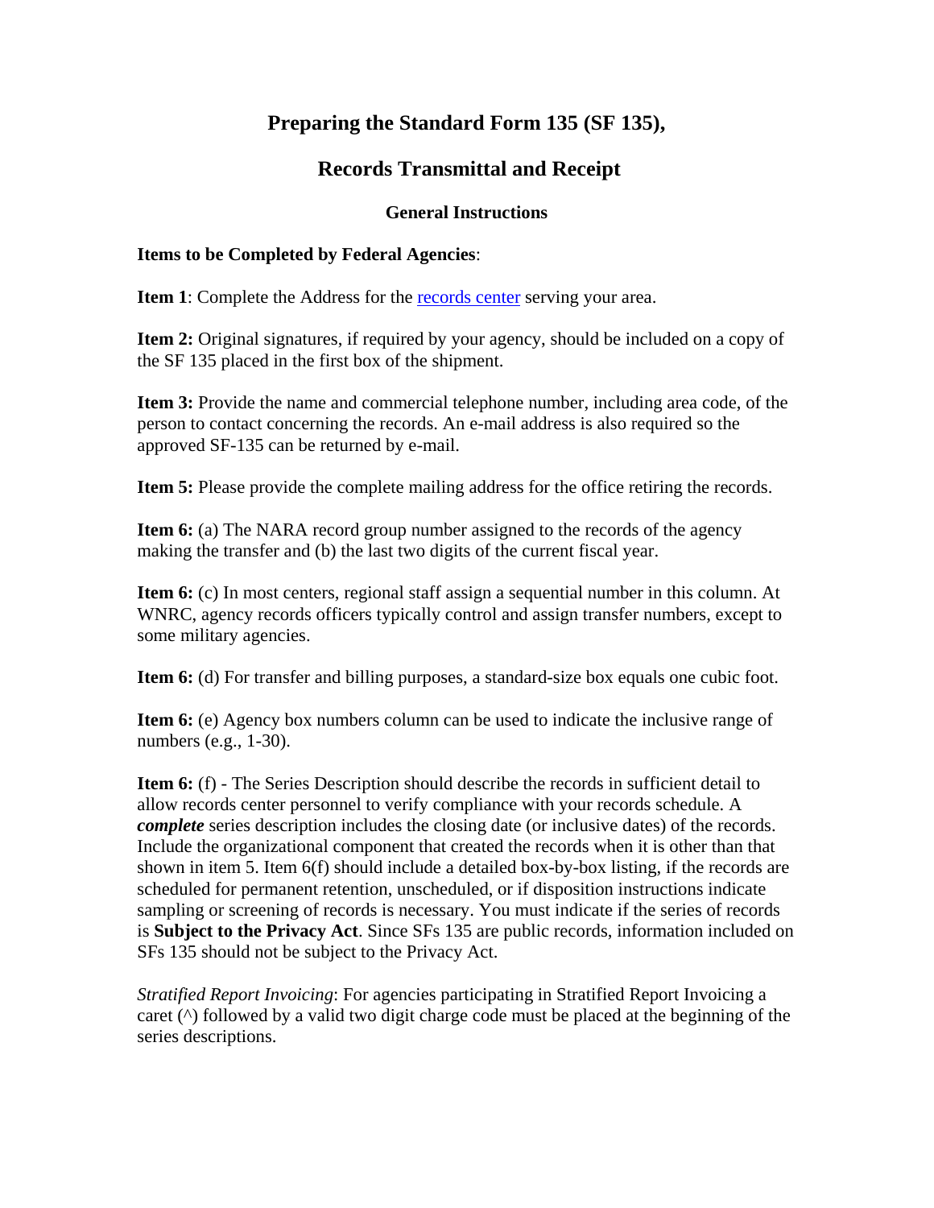# Preparing the Standard Form 135 (SF 135),

# Records Transmittal and Receipt

### General Instructions

**Items to be Completed by Federal Agencies**:

**Item 1**: Complete the Address for the [records center](records center) serving your area.

**Item 2:** Original signatures, if required by your agency, should be included on a copy of the SF 135 placed in the first box of the shipment.

**Item 3:** Provide the name and commercial telephone number, including area code, of the person to contact concerning the records. An e-mail address is also required so the approved SF-135 can be returned by e-mail.

**Item 5:** Please provide the complete mailing address for the office retiring the records.

**Item 6:** (a) The NARA record group number assigned to the records of the agency making the transfer and (b) the last two digits of the current fiscal year.

**Item 6:** (c) In most centers, regional staff assign a sequential number in this column. At WNRC, agency records officers typically control and assign transfer numbers, except to some military agencies.

**Item 6:** (d) For transfer and billing purposes, a standard-size box equals one cubic foot.

**Item 6:** (e) Agency box numbers column can be used to indicate the inclusive range of numbers (e.g., 1-30).

**Item 6:** (f) - The Series Description should describe the records in sufficient detail to allow records center personnel to verify compliance with your records schedule. A ***complete*** series description includes the closing date (or inclusive dates) of the records. Include the organizational component that created the records when it is other than that shown in item 5. Item 6(f) should include a detailed box-by-box listing, if the records are scheduled for permanent retention, unscheduled, or if disposition instructions indicate sampling or screening of records is necessary. You must indicate if the series of records is **Subject to the Privacy Act**. Since SFs 135 are public records, information included on SFs 135 should not be subject to the Privacy Act.

*Stratified Report Invoicing*: For agencies participating in Stratified Report Invoicing a caret (^) followed by a valid two digit charge code must be placed at the beginning of the series descriptions.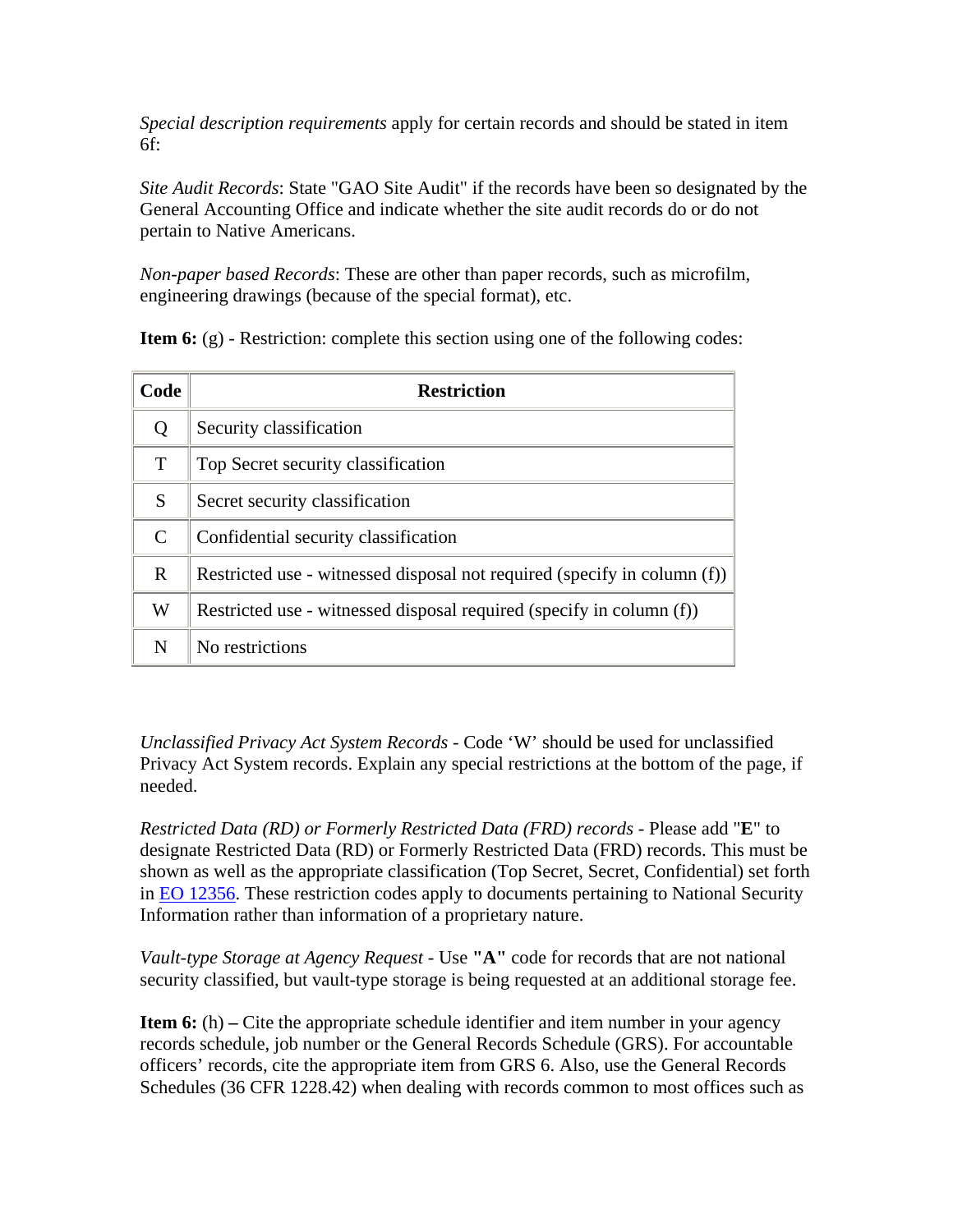*Special description requirements* apply for certain records and should be stated in item 6f:

*Site Audit Records*: State "GAO Site Audit" if the records have been so designated by the General Accounting Office and indicate whether the site audit records do or do not pertain to Native Americans.

*Non-paper based Records*: These are other than paper records, such as microfilm, engineering drawings (because of the special format), etc.

**Item 6:** (g) - Restriction: complete this section using one of the following codes:

| Code | Restriction |
|---|---|
| Q | Security classification |
| T | Top Secret security classification |
| S | Secret security classification |
| C | Confidential security classification |
| R | Restricted use - witnessed disposal not required (specify in column (f)) |
| W | Restricted use - witnessed disposal required (specify in column (f)) |
| N | No restrictions |

*Unclassified Privacy Act System Records* - Code 'W' should be used for unclassified Privacy Act System records. Explain any special restrictions at the bottom of the page, if needed.

*Restricted Data (RD) or Formerly Restricted Data (FRD) records* - Please add "**E**" to designate Restricted Data (RD) or Formerly Restricted Data (FRD) records. This must be shown as well as the appropriate classification (Top Secret, Secret, Confidential) set forth in EO 12356. These restriction codes apply to documents pertaining to National Security Information rather than information of a proprietary nature.

*Vault-type Storage at Agency Request* - Use **"A"** code for records that are not national security classified, but vault-type storage is being requested at an additional storage fee.

**Item 6:** (h) **–** Cite the appropriate schedule identifier and item number in your agency records schedule, job number or the General Records Schedule (GRS). For accountable officers' records, cite the appropriate item from GRS 6. Also, use the General Records Schedules (36 CFR 1228.42) when dealing with records common to most offices such as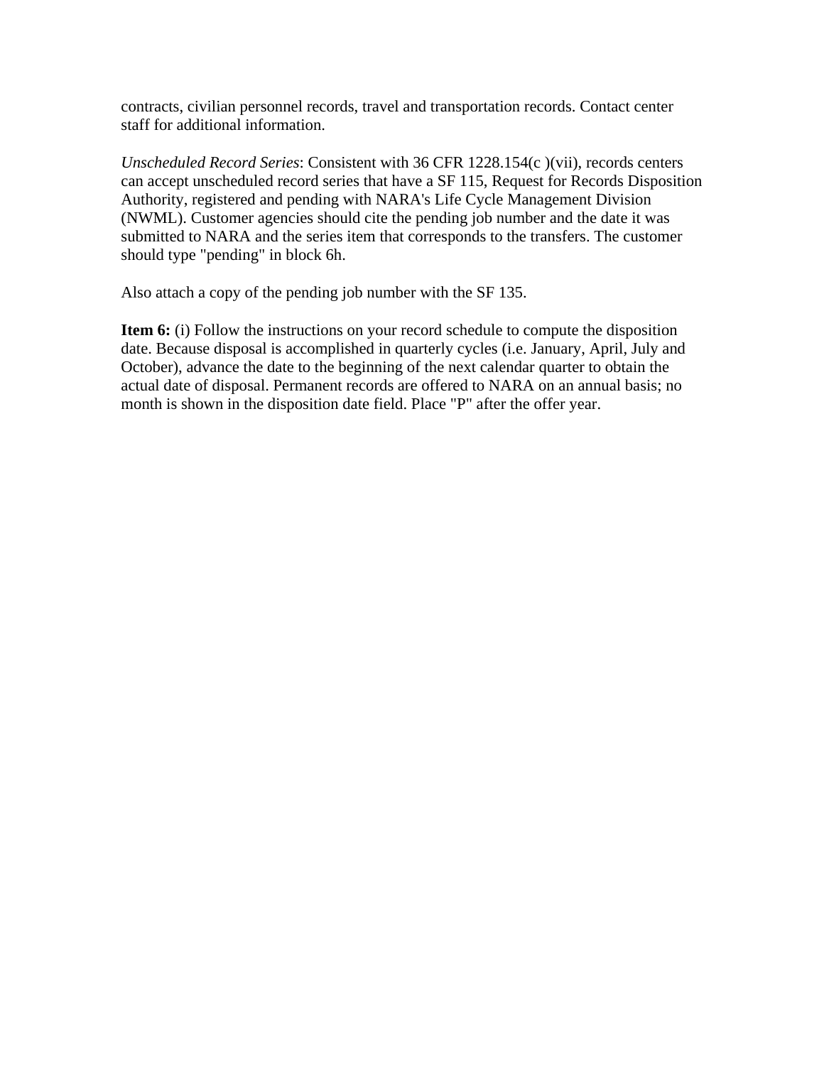contracts, civilian personnel records, travel and transportation records. Contact center staff for additional information.

*Unscheduled Record Series*: Consistent with 36 CFR 1228.154(c )(vii), records centers can accept unscheduled record series that have a SF 115, Request for Records Disposition Authority, registered and pending with NARA's Life Cycle Management Division (NWML). Customer agencies should cite the pending job number and the date it was submitted to NARA and the series item that corresponds to the transfers. The customer should type "pending" in block 6h.

Also attach a copy of the pending job number with the SF 135.

**Item 6:** (i) Follow the instructions on your record schedule to compute the disposition date. Because disposal is accomplished in quarterly cycles (i.e. January, April, July and October), advance the date to the beginning of the next calendar quarter to obtain the actual date of disposal. Permanent records are offered to NARA on an annual basis; no month is shown in the disposition date field. Place "P" after the offer year.